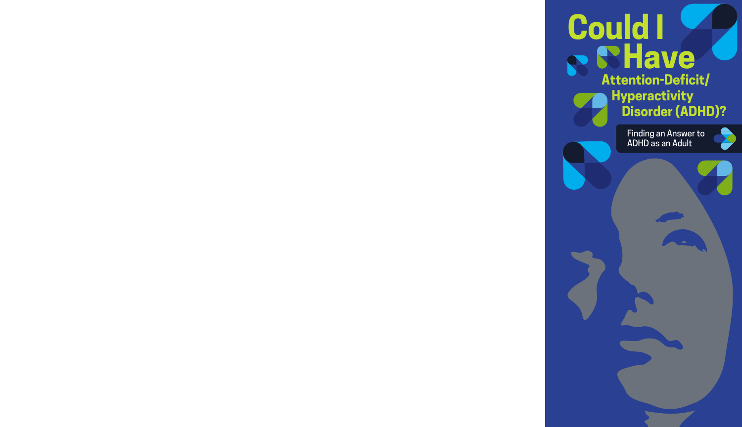# Could I Have Attention-Deficit/Hyperactivity Disorder (ADHD)?

Finding an Answer to ADHD as an Adult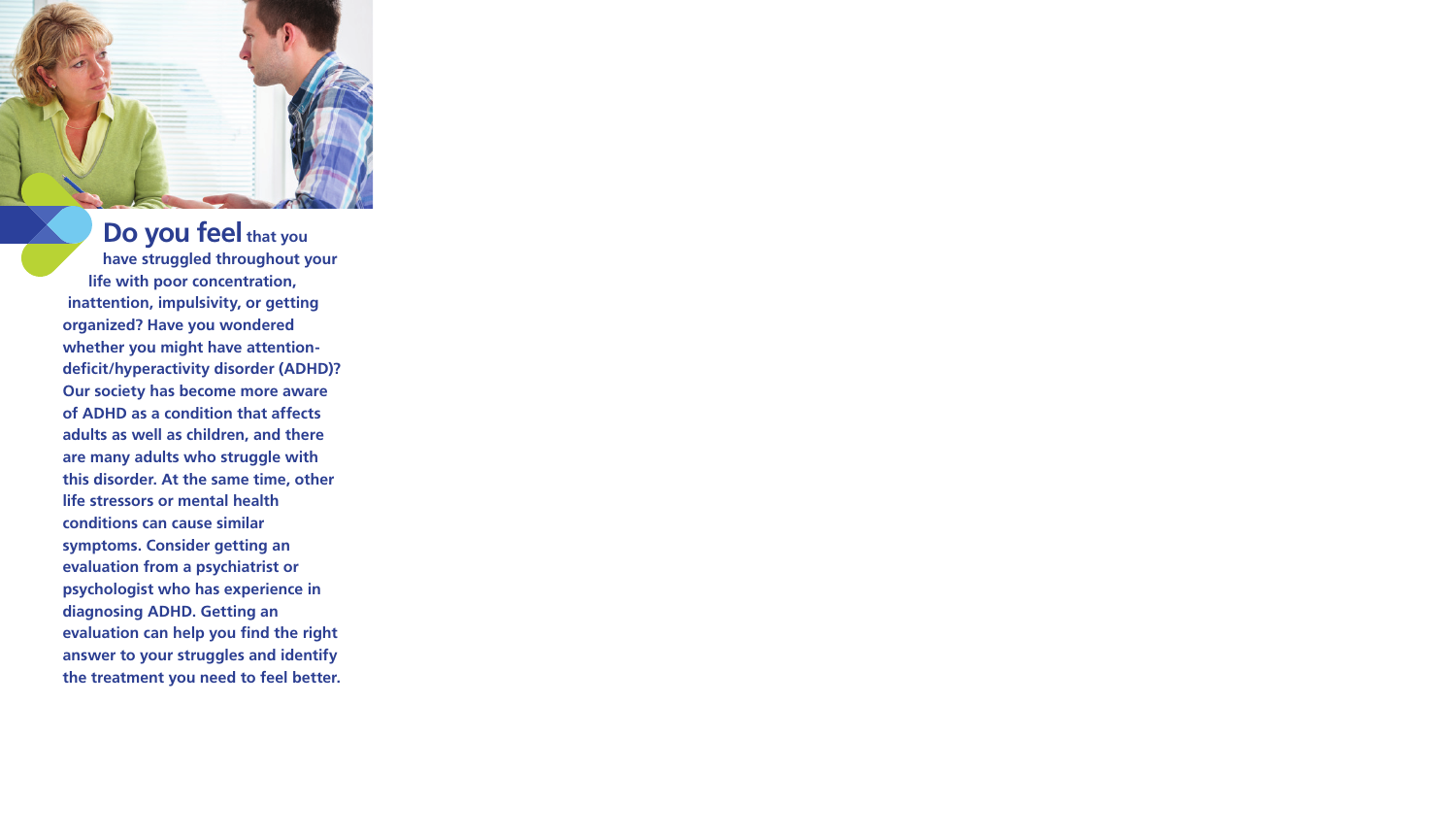**Do you feel that you have struggled throughout your life with poor concentration, inattention, impulsivity, or getting organized? Have you wondered whether you might have attention-deficit/hyperactivity disorder (ADHD)? Our society has become more aware of ADHD as a condition that affects adults as well as children, and there are many adults who struggle with this disorder. At the same time, other life stressors or mental health conditions can cause similar symptoms. Consider getting an evaluation from a psychiatrist or psychologist who has experience in diagnosing ADHD. Getting an evaluation can help you find the right answer to your struggles and identify the treatment you need to feel better.**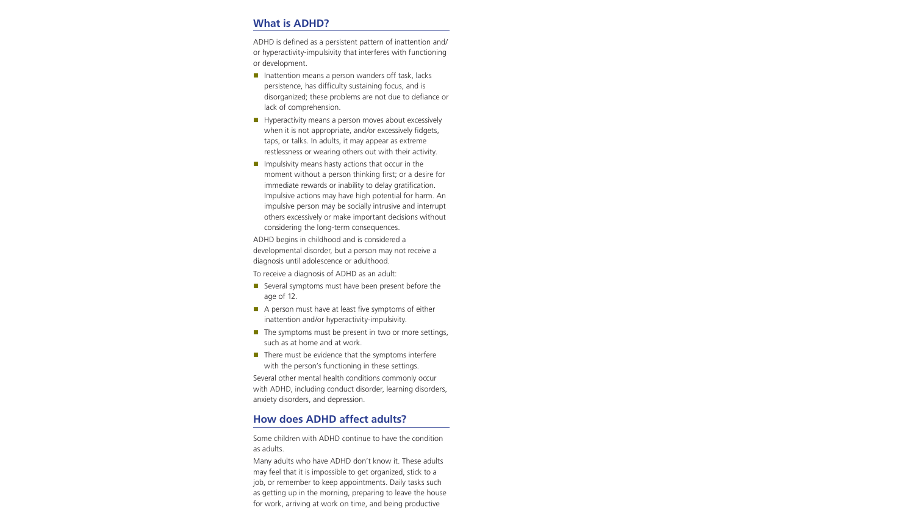## What is ADHD?

ADHD is defined as a persistent pattern of inattention and/or hyperactivity-impulsivity that interferes with functioning or development.

- Inattention means a person wanders off task, lacks persistence, has difficulty sustaining focus, and is disorganized; these problems are not due to defiance or lack of comprehension.
- Hyperactivity means a person moves about excessively when it is not appropriate, and/or excessively fidgets, taps, or talks. In adults, it may appear as extreme restlessness or wearing others out with their activity.
- Impulsivity means hasty actions that occur in the moment without a person thinking first; or a desire for immediate rewards or inability to delay gratification. Impulsive actions may have high potential for harm. An impulsive person may be socially intrusive and interrupt others excessively or make important decisions without considering the long-term consequences.

ADHD begins in childhood and is considered a developmental disorder, but a person may not receive a diagnosis until adolescence or adulthood.

To receive a diagnosis of ADHD as an adult:

- Several symptoms must have been present before the age of 12.
- A person must have at least five symptoms of either inattention and/or hyperactivity-impulsivity.
- The symptoms must be present in two or more settings, such as at home and at work.
- There must be evidence that the symptoms interfere with the person's functioning in these settings.

Several other mental health conditions commonly occur with ADHD, including conduct disorder, learning disorders, anxiety disorders, and depression.

## How does ADHD affect adults?

Some children with ADHD continue to have the condition as adults.

Many adults who have ADHD don't know it. These adults may feel that it is impossible to get organized, stick to a job, or remember to keep appointments. Daily tasks such as getting up in the morning, preparing to leave the house for work, arriving at work on time, and being productive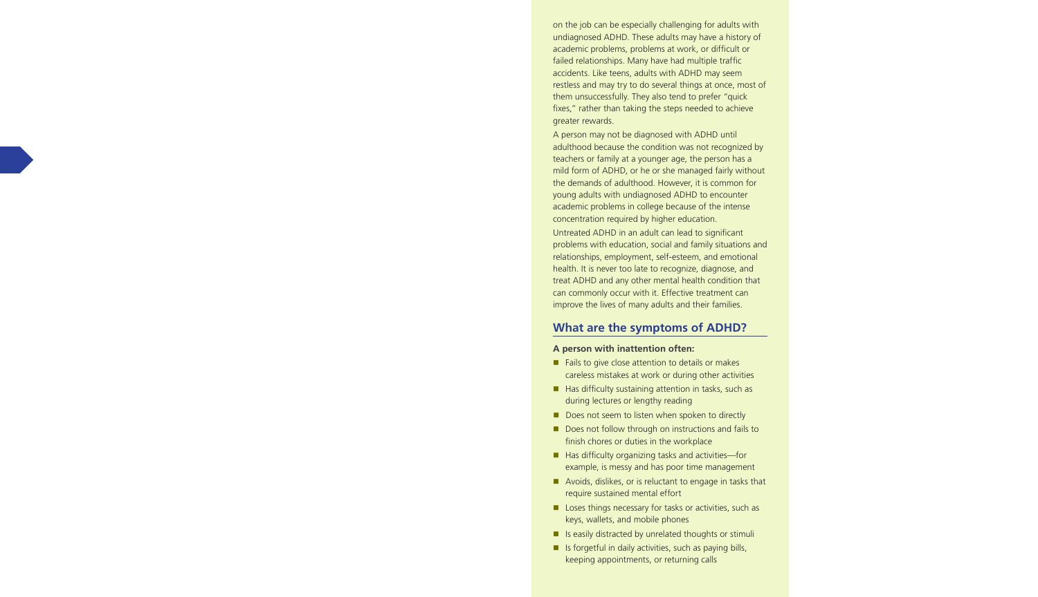on the job can be especially challenging for adults with undiagnosed ADHD. These adults may have a history of academic problems, problems at work, or difficult or failed relationships. Many have had multiple traffic accidents. Like teens, adults with ADHD may seem restless and may try to do several things at once, most of them unsuccessfully. They also tend to prefer "quick fixes," rather than taking the steps needed to achieve greater rewards.

A person may not be diagnosed with ADHD until adulthood because the condition was not recognized by teachers or family at a younger age, the person has a mild form of ADHD, or he or she managed fairly without the demands of adulthood. However, it is common for young adults with undiagnosed ADHD to encounter academic problems in college because of the intense concentration required by higher education.

Untreated ADHD in an adult can lead to significant problems with education, social and family situations and relationships, employment, self-esteem, and emotional health. It is never too late to recognize, diagnose, and treat ADHD and any other mental health condition that can commonly occur with it. Effective treatment can improve the lives of many adults and their families.

## What are the symptoms of ADHD?

**A person with inattention often:**

- Fails to give close attention to details or makes careless mistakes at work or during other activities
- Has difficulty sustaining attention in tasks, such as during lectures or lengthy reading
- Does not seem to listen when spoken to directly
- Does not follow through on instructions and fails to finish chores or duties in the workplace
- Has difficulty organizing tasks and activities—for example, is messy and has poor time management
- Avoids, dislikes, or is reluctant to engage in tasks that require sustained mental effort
- Loses things necessary for tasks or activities, such as keys, wallets, and mobile phones
- Is easily distracted by unrelated thoughts or stimuli
- Is forgetful in daily activities, such as paying bills, keeping appointments, or returning calls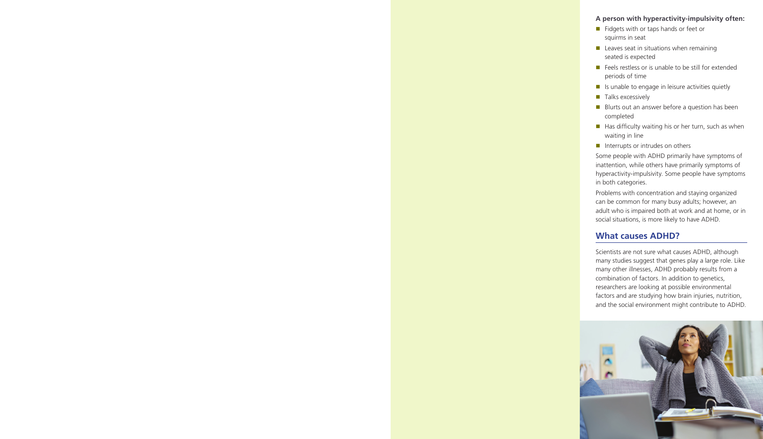**A person with hyperactivity-impulsivity often:**

- Fidgets with or taps hands or feet or squirms in seat
- Leaves seat in situations when remaining seated is expected
- Feels restless or is unable to be still for extended periods of time
- Is unable to engage in leisure activities quietly
- Talks excessively
- Blurts out an answer before a question has been completed
- Has difficulty waiting his or her turn, such as when waiting in line
- Interrupts or intrudes on others

Some people with ADHD primarily have symptoms of inattention, while others have primarily symptoms of hyperactivity-impulsivity. Some people have symptoms in both categories.

Problems with concentration and staying organized can be common for many busy adults; however, an adult who is impaired both at work and at home, or in social situations, is more likely to have ADHD.

## What causes ADHD?

Scientists are not sure what causes ADHD, although many studies suggest that genes play a large role. Like many other illnesses, ADHD probably results from a combination of factors. In addition to genetics, researchers are looking at possible environmental factors and are studying how brain injuries, nutrition, and the social environment might contribute to ADHD.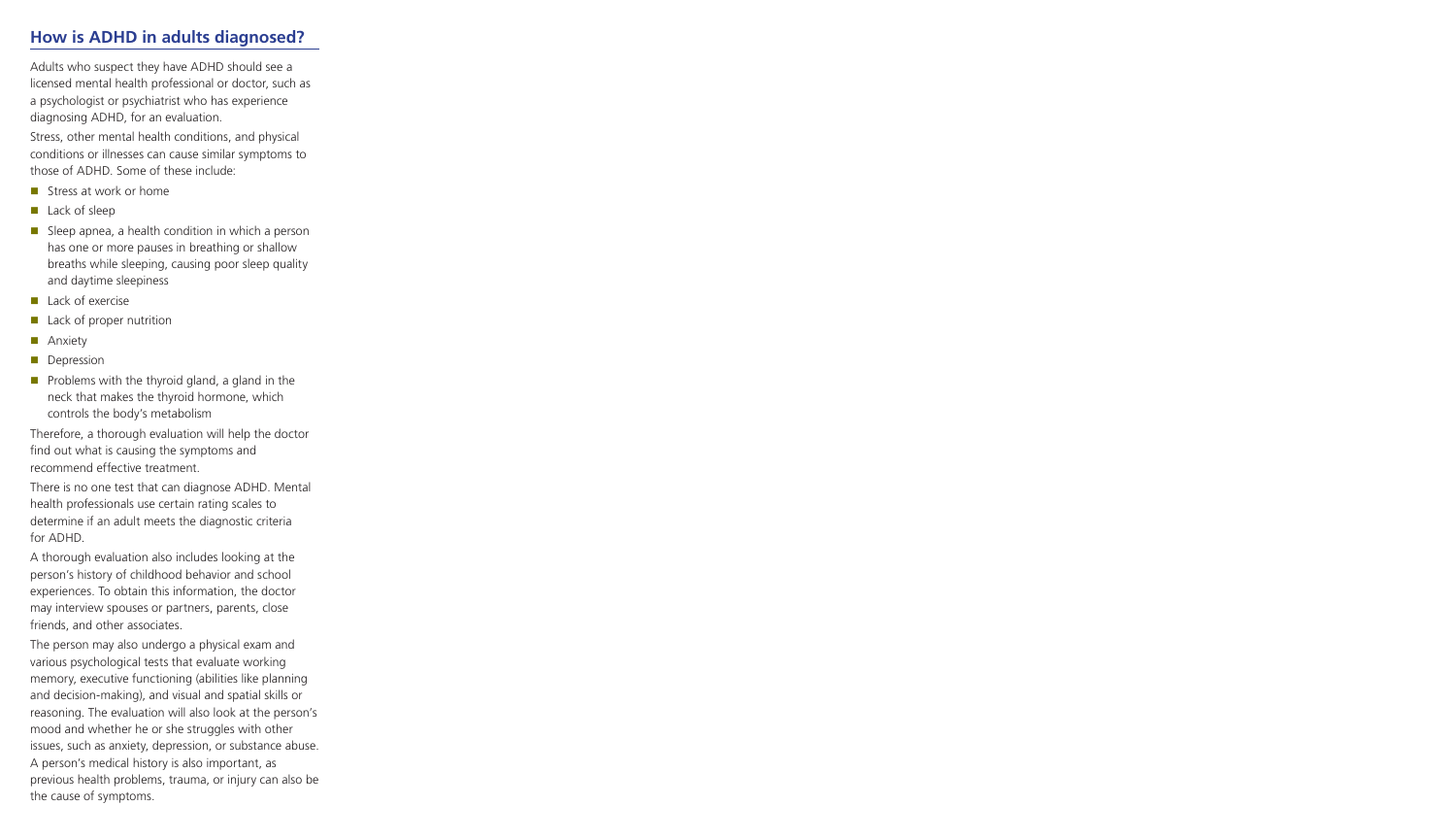## How is ADHD in adults diagnosed?

Adults who suspect they have ADHD should see a licensed mental health professional or doctor, such as a psychologist or psychiatrist who has experience diagnosing ADHD, for an evaluation.

Stress, other mental health conditions, and physical conditions or illnesses can cause similar symptoms to those of ADHD. Some of these include:

- Stress at work or home
- Lack of sleep
- Sleep apnea, a health condition in which a person has one or more pauses in breathing or shallow breaths while sleeping, causing poor sleep quality and daytime sleepiness
- Lack of exercise
- Lack of proper nutrition
- Anxiety
- Depression
- Problems with the thyroid gland, a gland in the neck that makes the thyroid hormone, which controls the body's metabolism

Therefore, a thorough evaluation will help the doctor find out what is causing the symptoms and recommend effective treatment.

There is no one test that can diagnose ADHD. Mental health professionals use certain rating scales to determine if an adult meets the diagnostic criteria for ADHD.

A thorough evaluation also includes looking at the person's history of childhood behavior and school experiences. To obtain this information, the doctor may interview spouses or partners, parents, close friends, and other associates.

The person may also undergo a physical exam and various psychological tests that evaluate working memory, executive functioning (abilities like planning and decision-making), and visual and spatial skills or reasoning. The evaluation will also look at the person's mood and whether he or she struggles with other issues, such as anxiety, depression, or substance abuse. A person's medical history is also important, as previous health problems, trauma, or injury can also be the cause of symptoms.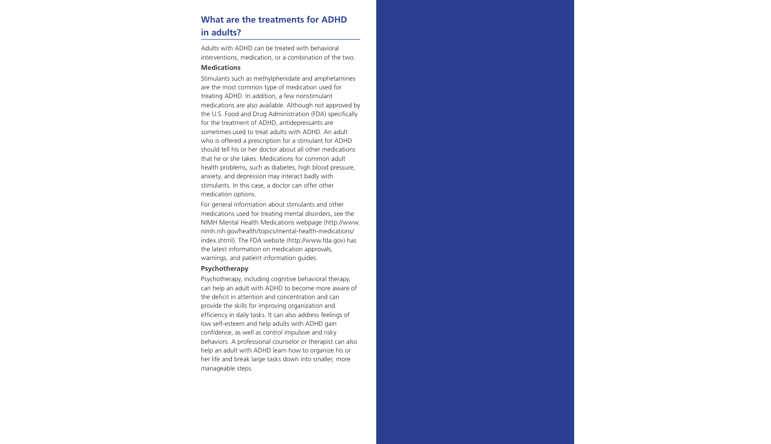## What are the treatments for ADHD in adults?

Adults with ADHD can be treated with behavioral interventions, medication, or a combination of the two.

### Medications

Stimulants such as methylphenidate and amphetamines are the most common type of medication used for treating ADHD. In addition, a few nonstimulant medications are also available. Although not approved by the U.S. Food and Drug Administration (FDA) specifically for the treatment of ADHD, antidepressants are sometimes used to treat adults with ADHD. An adult who is offered a prescription for a stimulant for ADHD should tell his or her doctor about all other medications that he or she takes. Medications for common adult health problems, such as diabetes, high blood pressure, anxiety, and depression may interact badly with stimulants. In this case, a doctor can offer other medication options.

For general information about stimulants and other medications used for treating mental disorders, see the NIMH Mental Health Medications webpage (http://www.nimh.nih.gov/health/topics/mental-health-medications/index.shtml). The FDA website (http://www.fda.gov) has the latest information on medication approvals, warnings, and patient information guides.

### Psychotherapy

Psychotherapy, including cognitive behavioral therapy, can help an adult with ADHD to become more aware of the deficit in attention and concentration and can provide the skills for improving organization and efficiency in daily tasks. It can also address feelings of low self-esteem and help adults with ADHD gain confidence, as well as control impulsive and risky behaviors. A professional counselor or therapist can also help an adult with ADHD learn how to organize his or her life and break large tasks down into smaller, more manageable steps.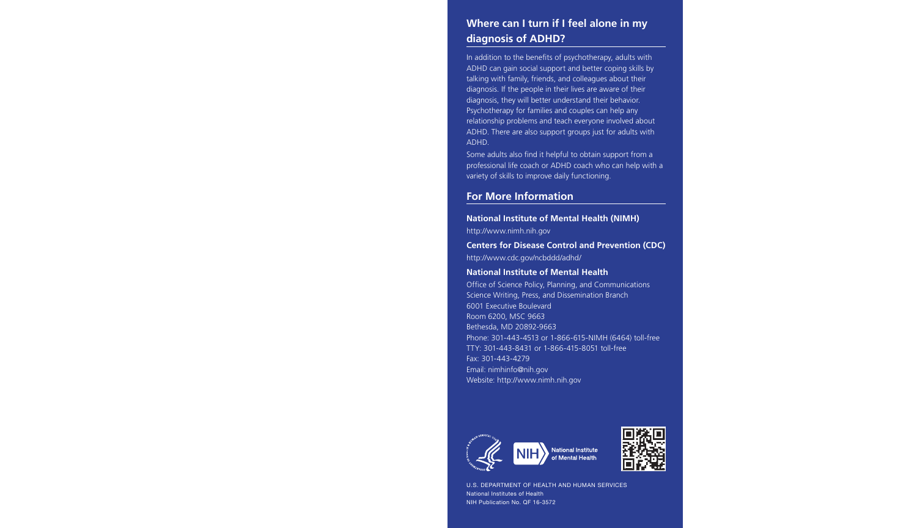## Where can I turn if I feel alone in my diagnosis of ADHD?

In addition to the benefits of psychotherapy, adults with ADHD can gain social support and better coping skills by talking with family, friends, and colleagues about their diagnosis. If the people in their lives are aware of their diagnosis, they will better understand their behavior. Psychotherapy for families and couples can help any relationship problems and teach everyone involved about ADHD. There are also support groups just for adults with ADHD.

Some adults also find it helpful to obtain support from a professional life coach or ADHD coach who can help with a variety of skills to improve daily functioning.

## For More Information

**National Institute of Mental Health (NIMH)**
http://www.nimh.nih.gov

**Centers for Disease Control and Prevention (CDC)**
http://www.cdc.gov/ncbddd/adhd/

**National Institute of Mental Health**
Office of Science Policy, Planning, and Communications
Science Writing, Press, and Dissemination Branch
6001 Executive Boulevard
Room 6200, MSC 9663
Bethesda, MD 20892-9663
Phone: 301-443-4513 or 1-866-615-NIMH (6464) toll-free
TTY: 301-443-8431 or 1-866-415-8051 toll-free
Fax: 301-443-4279
Email: nimhinfo@nih.gov
Website: http://www.nimh.nih.gov

NIH National Institute of Mental Health

U.S. DEPARTMENT OF HEALTH AND HUMAN SERVICES
National Institutes of Health
NIH Publication No. QF 16-3572